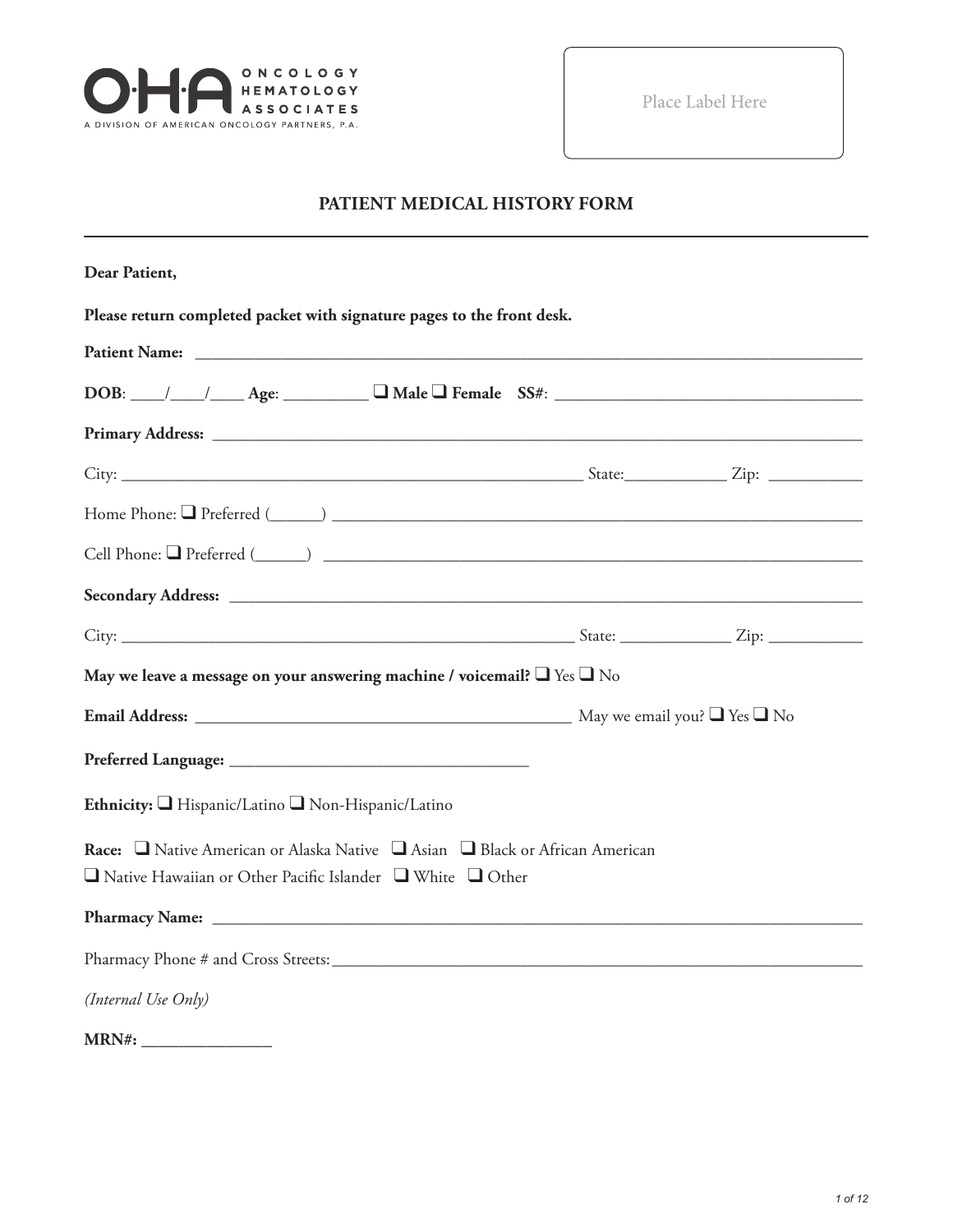ONCOLOGY HEMATOLOGY ASSOCIATES

A DIVISION OF AMERICAN ONCOLOGY PARTNERS, P.A.

Place Label Here

# PATIENT MEDICAL HISTORY FORM

**Dear Patient,**

**Please return completed packet with signature pages to the front desk.**

**Patient Name:** ______________________________________________

**DOB**: ____/____/____ **Age**: __________ ❑ **Male** ❑ **Female** **SS#**: ______________________________

**Primary Address:** ______________________________________________

City: ______________________________ State:____________ Zip: ___________

Home Phone: ❑ Preferred (______) ______________________________________

Cell Phone: ❑ Preferred (______) ______________________________________

**Secondary Address:** ______________________________________________

City: ______________________________ State: _____________ Zip: ___________

**May we leave a message on your answering machine / voicemail?** ❑ Yes ❑ No

**Email Address:** ______________________________ May we email you? ❑ Yes ❑ No

**Preferred Language:** ______________________________

**Ethnicity:** ❑ Hispanic/Latino ❑ Non-Hispanic/Latino

**Race:** ❑ Native American or Alaska Native ❑ Asian ❑ Black or African American
❑ Native Hawaiian or Other Pacific Islander ❑ White ❑ Other

**Pharmacy Name:** ______________________________________________

Pharmacy Phone # and Cross Streets: ______________________________________

*(Internal Use Only)*

**MRN#:** _______________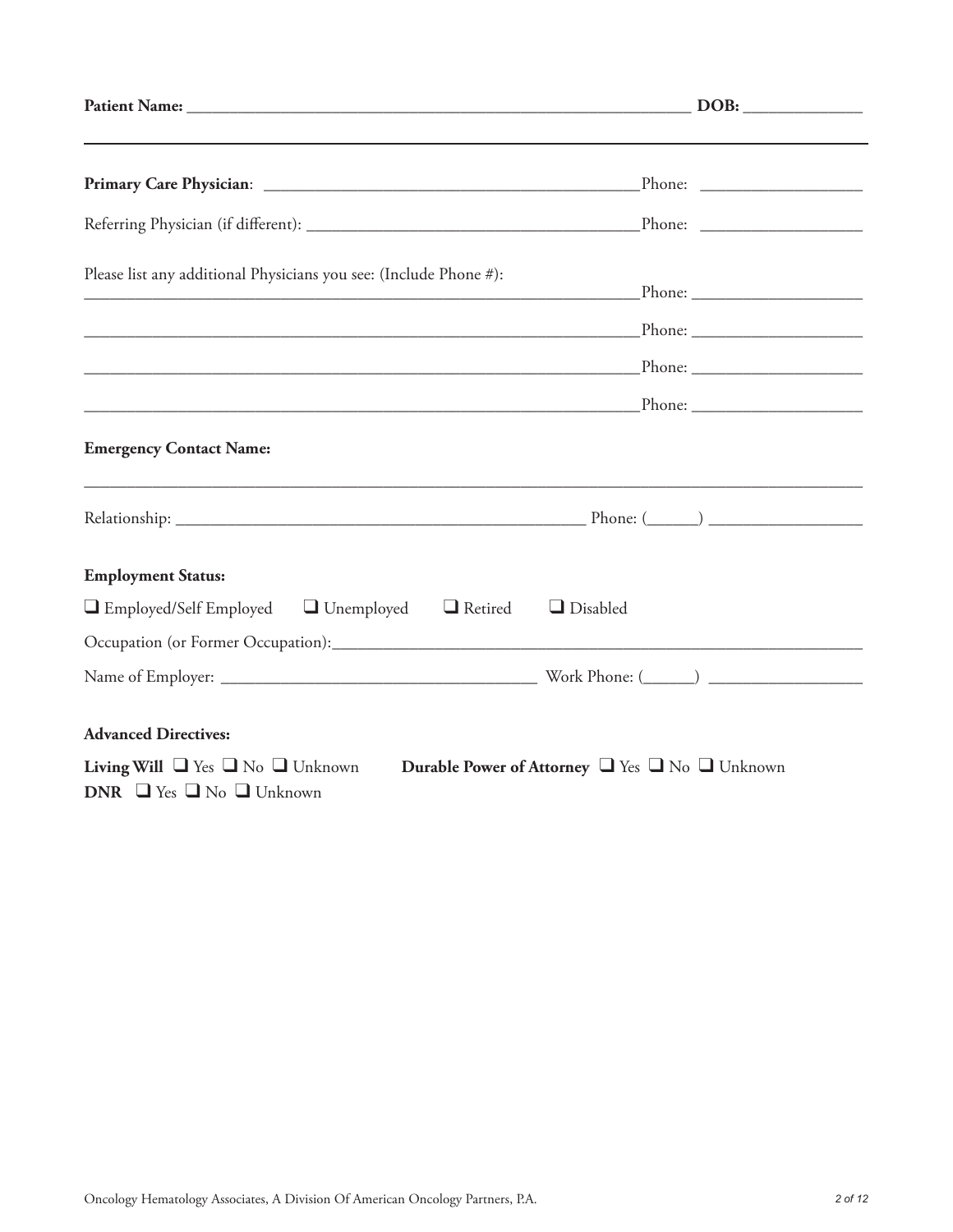**Patient Name:** ______________________________________________ **DOB:** ____________

---

**Primary Care Physician**: ____________________________________ Phone: ________________

Referring Physician (if different): ______________________________ Phone: ________________

Please list any additional Physicians you see: (Include Phone #):

________________________________________________________ Phone: ________________

________________________________________________________ Phone: ________________

________________________________________________________ Phone: ________________

________________________________________________________ Phone: ________________

**Emergency Contact Name:**

______________________________________________________________________________

Relationship: ________________________________________ Phone: (_____) ______________

**Employment Status:**

❑ Employed/Self Employed ❑ Unemployed ❑ Retired ❑ Disabled

Occupation (or Former Occupation):_______________________________________________

Name of Employer: ______________________________ Work Phone: (_____) ______________

**Advanced Directives:**

**Living Will** ❑ Yes ❑ No ❑ Unknown **Durable Power of Attorney** ❑ Yes ❑ No ❑ Unknown

**DNR** ❑ Yes ❑ No ❑ Unknown

Oncology Hematology Associates, A Division Of American Oncology Partners, P.A.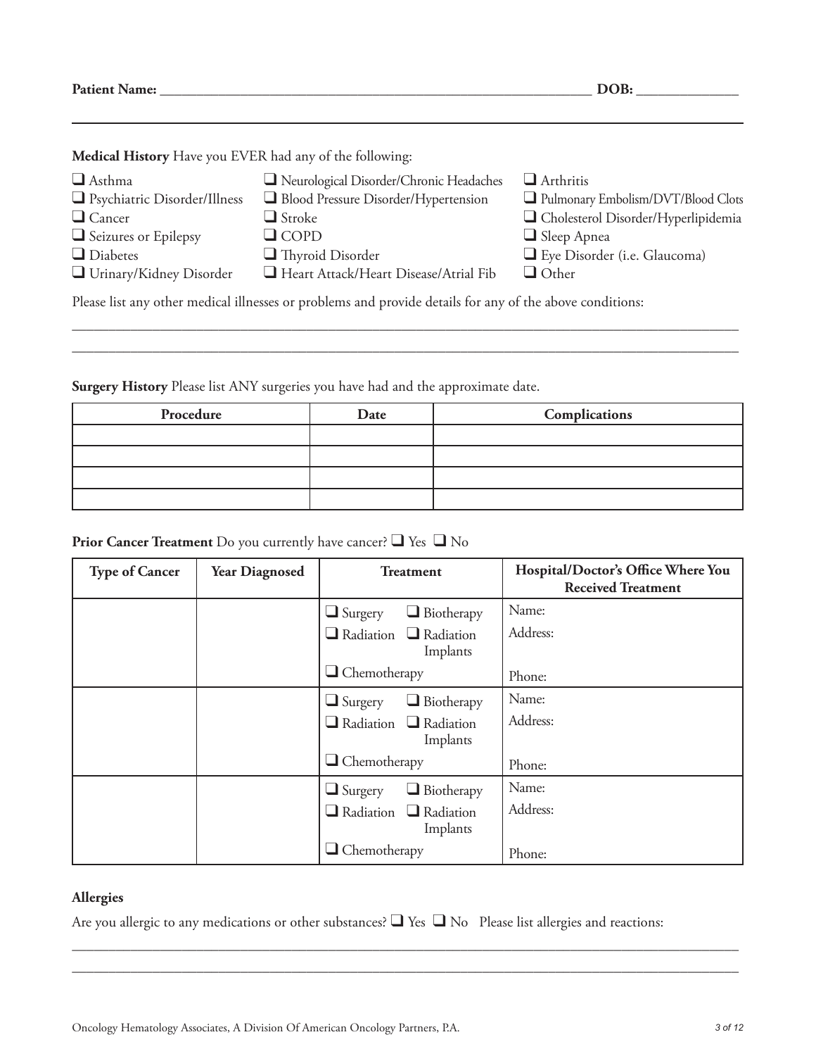**Patient Name:** ______________________________________________ **DOB:** ______________

---

**Medical History** Have you EVER had any of the following:

- ❑ Asthma
- ❑ Psychiatric Disorder/Illness
- ❑ Cancer
- ❑ Seizures or Epilepsy
- ❑ Diabetes
- ❑ Urinary/Kidney Disorder
- ❑ Neurological Disorder/Chronic Headaches
- ❑ Blood Pressure Disorder/Hypertension
- ❑ Stroke
- ❑ COPD
- ❑ Thyroid Disorder
- ❑ Heart Attack/Heart Disease/Atrial Fib
- ❑ Arthritis
- ❑ Pulmonary Embolism/DVT/Blood Clots
- ❑ Cholesterol Disorder/Hyperlipidemia
- ❑ Sleep Apnea
- ❑ Eye Disorder (i.e. Glaucoma)
- ❑ Other

Please list any other medical illnesses or problems and provide details for any of the above conditions:

______________________________________________________________________________

______________________________________________________________________________

**Surgery History** Please list ANY surgeries you have had and the approximate date.

| Procedure | Date | Complications |
|---|---|---|
| | | |
| | | |
| | | |
| | | |

**Prior Cancer Treatment** Do you currently have cancer? ❑ Yes ❑ No

| Type of Cancer | Year Diagnosed | Treatment | Hospital/Doctor's Office Where You Received Treatment |
|---|---|---|---|
| | | ❑ Surgery ❑ Biotherapy ❑ Radiation ❑ Radiation Implants ❑ Chemotherapy | Name: Address: Phone: |
| | | ❑ Surgery ❑ Biotherapy ❑ Radiation ❑ Radiation Implants ❑ Chemotherapy | Name: Address: Phone: |
| | | ❑ Surgery ❑ Biotherapy ❑ Radiation ❑ Radiation Implants ❑ Chemotherapy | Name: Address: Phone: |

**Allergies**

Are you allergic to any medications or other substances? ❑ Yes ❑ No Please list allergies and reactions:

______________________________________________________________________________

______________________________________________________________________________

Oncology Hematology Associates, A Division Of American Oncology Partners, P.A.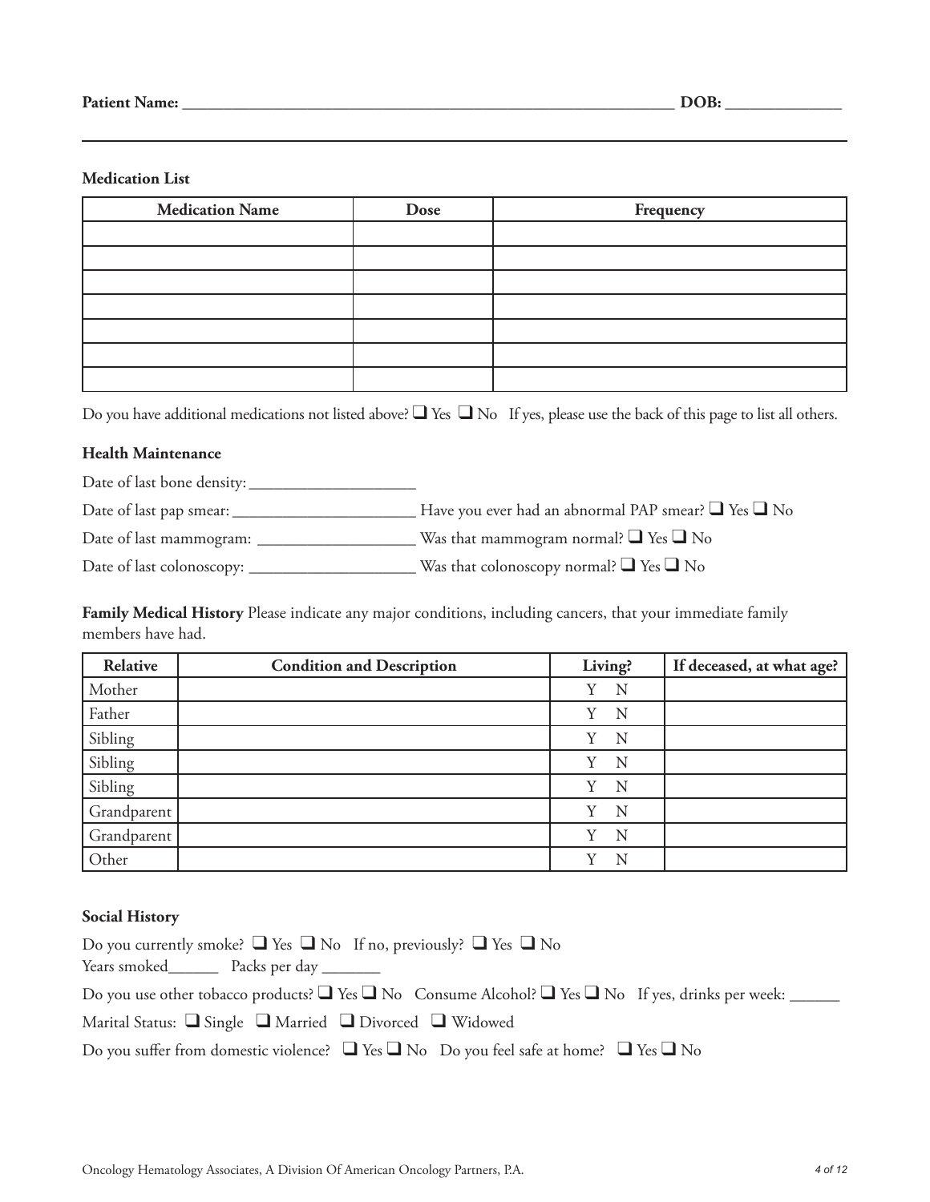**Patient Name:** ______________________________________________ **DOB:** ____________

## Medication List

| Medication Name | Dose | Frequency |
|---|---|---|
| | | |
| | | |
| | | |
| | | |
| | | |
| | | |
| | | |

Do you have additional medications not listed above? ❑ Yes ❑ No If yes, please use the back of this page to list all others.

## Health Maintenance

Date of last bone density: ___________________

Date of last pap smear: ______________________ Have you ever had an abnormal PAP smear? ❑ Yes ❑ No

Date of last mammogram: ___________________ Was that mammogram normal? ❑ Yes ❑ No

Date of last colonoscopy: ___________________ Was that colonoscopy normal? ❑ Yes ❑ No

**Family Medical History** Please indicate any major conditions, including cancers, that your immediate family members have had.

| Relative | Condition and Description | Living? | If deceased, at what age? |
|---|---|---|---|
| Mother | | Y N | |
| Father | | Y N | |
| Sibling | | Y N | |
| Sibling | | Y N | |
| Sibling | | Y N | |
| Grandparent | | Y N | |
| Grandparent | | Y N | |
| Other | | Y N | |

## Social History

Do you currently smoke? ❑ Yes ❑ No If no, previously? ❑ Yes ❑ No

Years smoked______ Packs per day _______

Do you use other tobacco products? ❑ Yes ❑ No Consume Alcohol? ❑ Yes ❑ No If yes, drinks per week: ______

Marital Status: ❑ Single ❑ Married ❑ Divorced ❑ Widowed

Do you suffer from domestic violence? ❑ Yes ❑ No Do you feel safe at home? ❑ Yes ❑ No

Oncology Hematology Associates, A Division Of American Oncology Partners, P.A.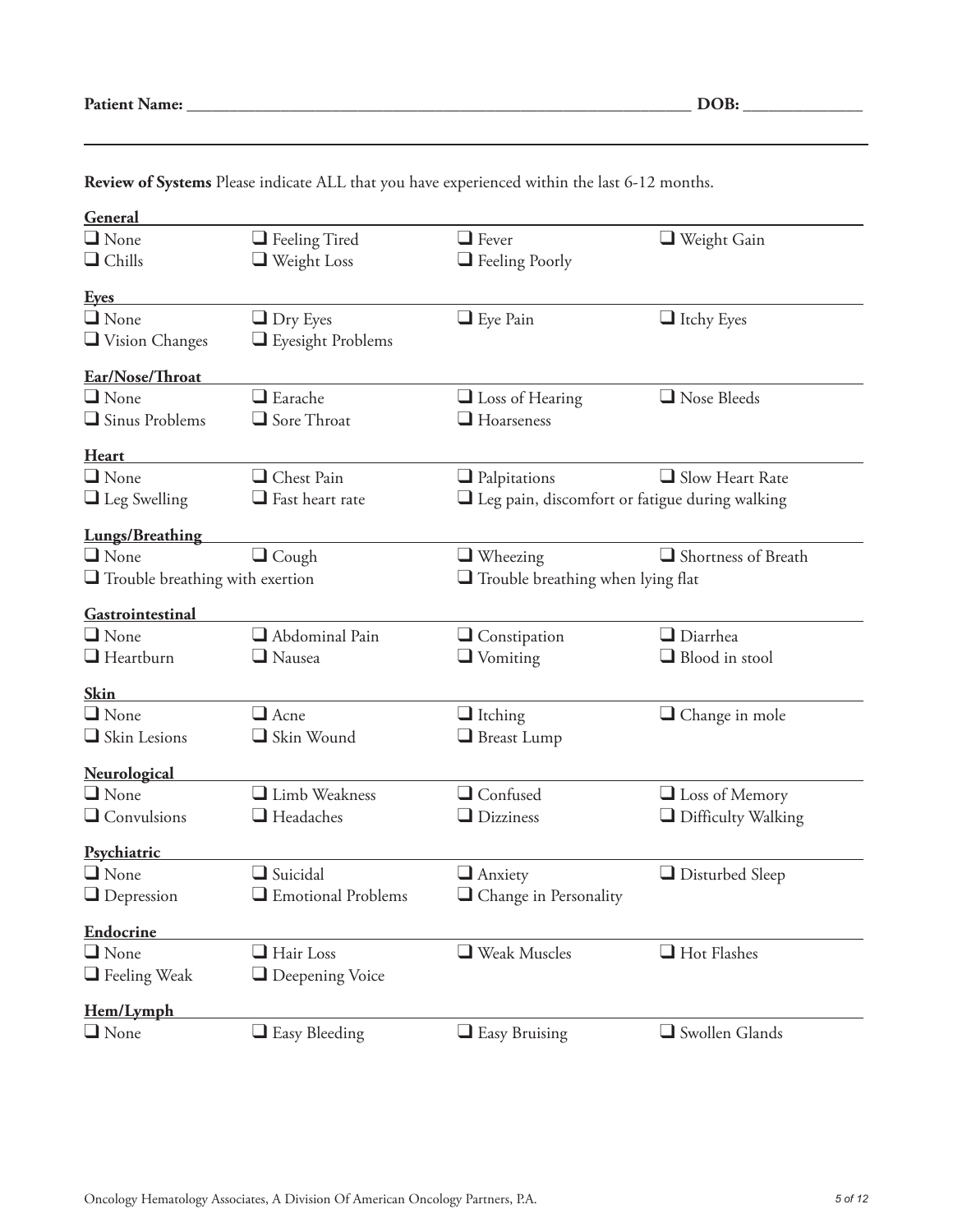**Patient Name:** ______________________________________________ **DOB:** ______________

**Review of Systems** Please indicate ALL that you have experienced within the last 6-12 months.

**General**

- ❑ None
- ❑ Feeling Tired
- ❑ Fever
- ❑ Weight Gain
- ❑ Chills
- ❑ Weight Loss
- ❑ Feeling Poorly

**Eyes**

- ❑ None
- ❑ Dry Eyes
- ❑ Eye Pain
- ❑ Itchy Eyes
- ❑ Vision Changes
- ❑ Eyesight Problems

**Ear/Nose/Throat**

- ❑ None
- ❑ Earache
- ❑ Loss of Hearing
- ❑ Nose Bleeds
- ❑ Sinus Problems
- ❑ Sore Throat
- ❑ Hoarseness

**Heart**

- ❑ None
- ❑ Chest Pain
- ❑ Palpitations
- ❑ Slow Heart Rate
- ❑ Leg Swelling
- ❑ Fast heart rate
- ❑ Leg pain, discomfort or fatigue during walking

**Lungs/Breathing**

- ❑ None
- ❑ Cough
- ❑ Wheezing
- ❑ Shortness of Breath
- ❑ Trouble breathing with exertion
- ❑ Trouble breathing when lying flat

**Gastrointestinal**

- ❑ None
- ❑ Abdominal Pain
- ❑ Constipation
- ❑ Diarrhea
- ❑ Heartburn
- ❑ Nausea
- ❑ Vomiting
- ❑ Blood in stool

**Skin**

- ❑ None
- ❑ Acne
- ❑ Itching
- ❑ Change in mole
- ❑ Skin Lesions
- ❑ Skin Wound
- ❑ Breast Lump

**Neurological**

- ❑ None
- ❑ Limb Weakness
- ❑ Confused
- ❑ Loss of Memory
- ❑ Convulsions
- ❑ Headaches
- ❑ Dizziness
- ❑ Difficulty Walking

**Psychiatric**

- ❑ None
- ❑ Suicidal
- ❑ Anxiety
- ❑ Disturbed Sleep
- ❑ Depression
- ❑ Emotional Problems
- ❑ Change in Personality

**Endocrine**

- ❑ None
- ❑ Hair Loss
- ❑ Weak Muscles
- ❑ Hot Flashes
- ❑ Feeling Weak
- ❑ Deepening Voice

**Hem/Lymph**

- ❑ None
- ❑ Easy Bleeding
- ❑ Easy Bruising
- ❑ Swollen Glands

Oncology Hematology Associates, A Division Of American Oncology Partners, P.A.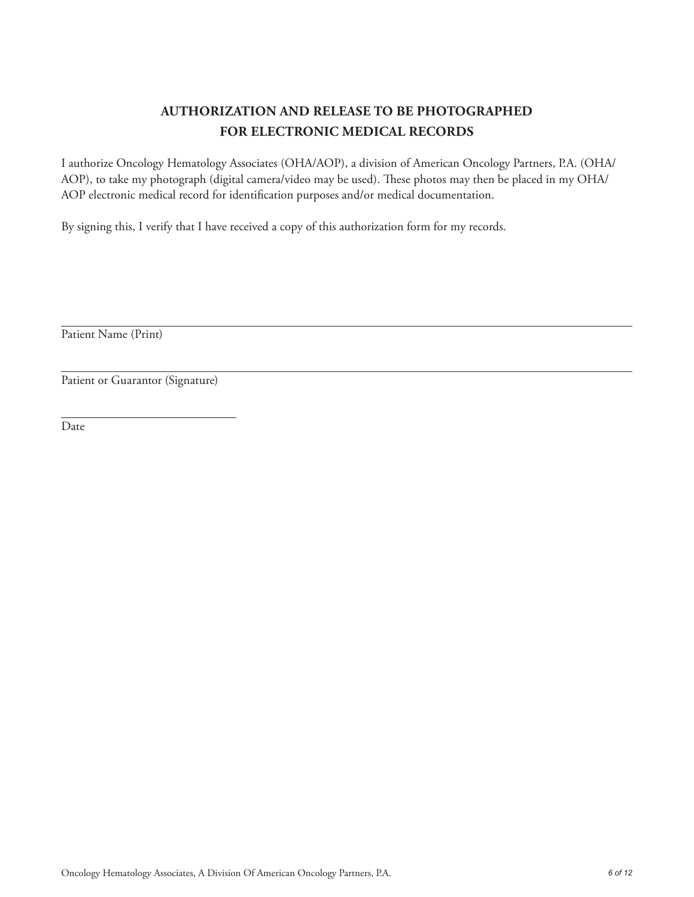# AUTHORIZATION AND RELEASE TO BE PHOTOGRAPHED FOR ELECTRONIC MEDICAL RECORDS

I authorize Oncology Hematology Associates (OHA/AOP), a division of American Oncology Partners, P.A. (OHA/AOP), to take my photograph (digital camera/video may be used). These photos may then be placed in my OHA/AOP electronic medical record for identification purposes and/or medical documentation.

By signing this, I verify that I have received a copy of this authorization form for my records.

\_\_\_\_\_\_\_\_\_\_\_\_\_\_\_\_\_\_\_\_\_\_\_\_\_\_\_\_\_\_\_\_\_\_\_\_\_\_\_\_\_\_\_\_\_\_\_\_\_\_\_\_\_\_\_\_\_\_\_\_\_\_\_\_

Patient Name (Print)

\_\_\_\_\_\_\_\_\_\_\_\_\_\_\_\_\_\_\_\_\_\_\_\_\_\_\_\_\_\_\_\_\_\_\_\_\_\_\_\_\_\_\_\_\_\_\_\_\_\_\_\_\_\_\_\_\_\_\_\_\_\_\_\_

Patient or Guarantor (Signature)

\_\_\_\_\_\_\_\_\_\_\_\_\_\_\_\_\_\_\_\_\_\_\_\_

Date

Oncology Hematology Associates, A Division Of American Oncology Partners, P.A.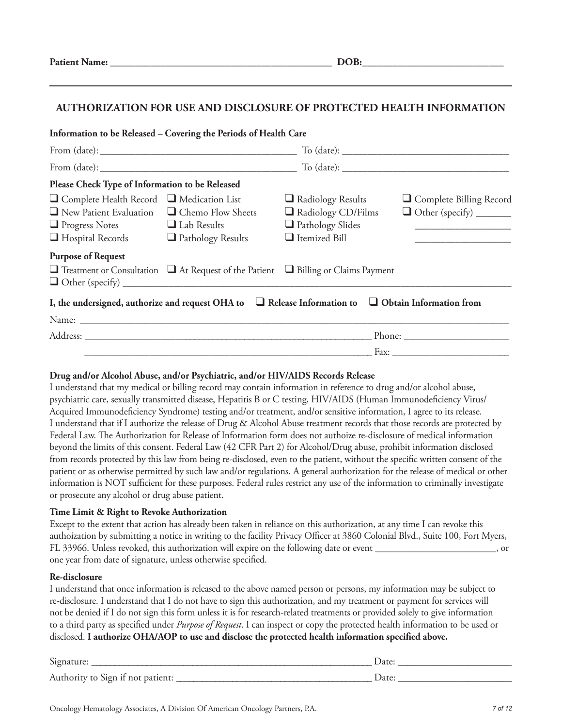**Patient Name:** _____________________________________________ **DOB:**____________________________

## AUTHORIZATION FOR USE AND DISCLOSURE OF PROTECTED HEALTH INFORMATION

**Information to be Released – Covering the Periods of Health Care**

From (date): ________________________________________ To (date): __________________________________

From (date): ________________________________________ To (date): __________________________________

**Please Check Type of Information to be Released**

| | | | |
|---|---|---|---|
| ❑ Complete Health Record | ❑ Medication List | ❑ Radiology Results | ❑ Complete Billing Record |
| ❑ New Patient Evaluation | ❑ Chemo Flow Sheets | ❑ Radiology CD/Films | ❑ Other (specify) _______ |
| ❑ Progress Notes | ❑ Lab Results | ❑ Pathology Slides | ___________________ |
| ❑ Hospital Records | ❑ Pathology Results | ❑ Itemized Bill | ___________________ |

**Purpose of Request**

❑ Treatment or Consultation ❑ At Request of the Patient ❑ Billing or Claims Payment
❑ Other (specify) ______________________________________________________________________________

**I, the undersigned, authorize and request OHA to ❑ Release Information to ❑ Obtain Information from**

Name: _____________________________________________________________________________________

Address: ___________________________________________________________ Phone: _____________________

___________________________________________________________ Fax: ________________________

**Drug and/or Alcohol Abuse, and/or Psychiatric, and/or HIV/AIDS Records Release**

I understand that my medical or billing record may contain information in reference to drug and/or alcohol abuse, psychiatric care, sexually transmitted disease, Hepatitis B or C testing, HIV/AIDS (Human Immunodeficiency Virus/ Acquired Immunodeficiency Syndrome) testing and/or treatment, and/or sensitive information, I agree to its release. I understand that if I authorize the release of Drug & Alcohol Abuse treatment records that those records are protected by Federal Law. The Authorization for Release of Information form does not authoize re-disclosure of medical information beyond the limits of this consent. Federal Law (42 CFR Part 2) for Alcohol/Drug abuse, prohibit information disclosed from records protected by this law from being re-disclosed, even to the patient, without the specific written consent of the patient or as otherwise permitted by such law and/or regulations. A general authorization for the release of medical or other information is NOT sufficient for these purposes. Federal rules restrict any use of the information to criminally investigate or prosecute any alcohol or drug abuse patient.

**Time Limit & Right to Revoke Authorization**

Except to the extent that action has already been taken in reliance on this authorization, at any time I can revoke this authoization by submitting a notice in writing to the facility Privacy Officer at 3860 Colonial Blvd., Suite 100, Fort Myers, FL 33966. Unless revoked, this authorization will expire on the following date or event ________________________, or one year from date of signature, unless otherwise specified.

**Re-disclosure**

I understand that once information is released to the above named person or persons, my information may be subject to re-disclosure. I understand that I do not have to sign this authorization, and my treatment or payment for services will not be denied if I do not sign this form unless it is for research-related treatments or provided solely to give information to a third party as specified under *Purpose of Request*. I can inspect or copy the protected health information to be used or disclosed. **I authorize OHA/AOP to use and disclose the protected health information specified above.**

Signature: __________________________________________________________ Date: _______________________

Authority to Sign if not patient: ________________________________________ Date: _______________________

Oncology Hematology Associates, A Division Of American Oncology Partners, P.A.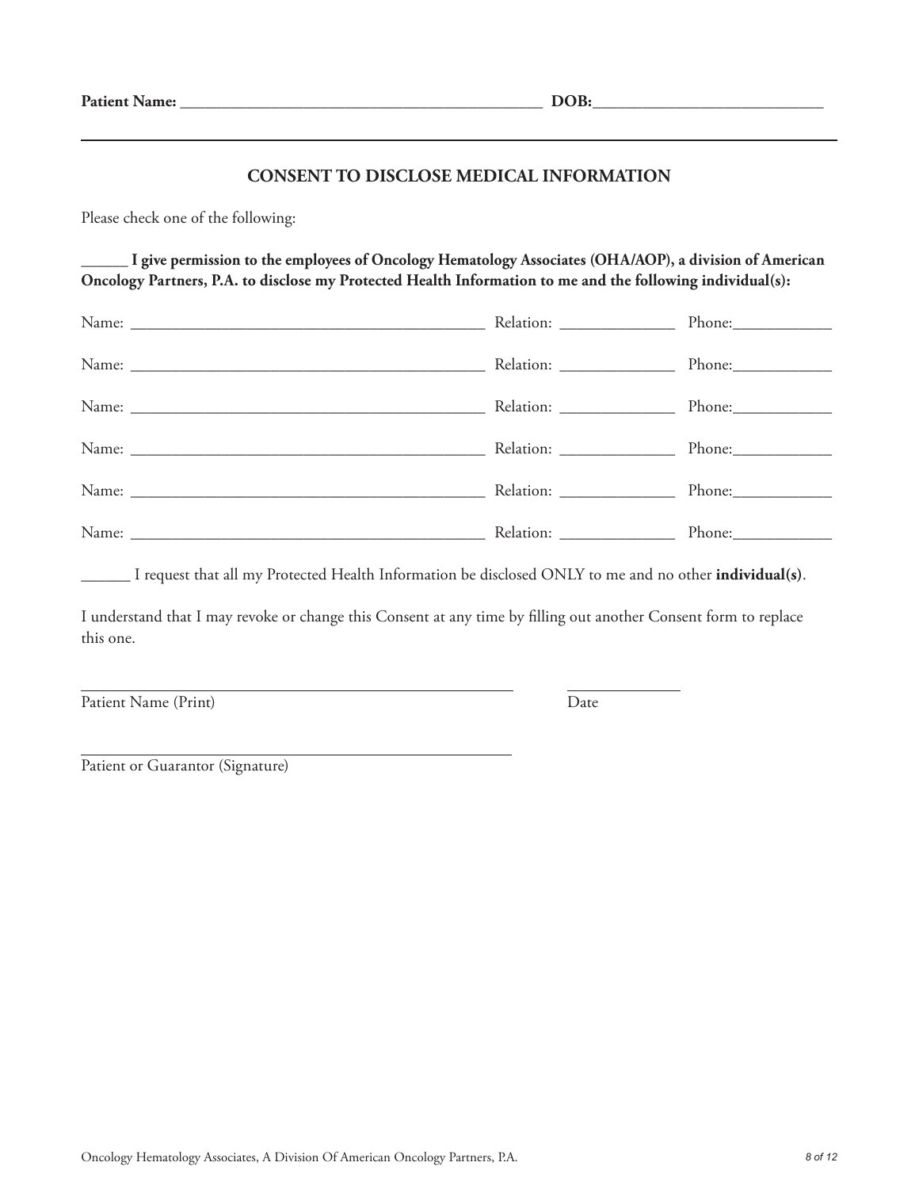**Patient Name:** ______________________________________________ **DOB:**____________________________

---

## CONSENT TO DISCLOSE MEDICAL INFORMATION

Please check one of the following:

**______ I give permission to the employees of Oncology Hematology Associates (OHA/AOP), a division of American Oncology Partners, P.A. to disclose my Protected Health Information to me and the following individual(s):**

Name: ______________________________________________ Relation: ______________ Phone:____________

Name: ______________________________________________ Relation: ______________ Phone:____________

Name: ______________________________________________ Relation: ______________ Phone:____________

Name: ______________________________________________ Relation: ______________ Phone:____________

Name: ______________________________________________ Relation: ______________ Phone:____________

Name: ______________________________________________ Relation: ______________ Phone:____________

______ I request that all my Protected Health Information be disclosed ONLY to me and no other **individual(s)**.

I understand that I may revoke or change this Consent at any time by filling out another Consent form to replace this one.

_______________________________________________________ ______________

Patient Name (Print) Date

_______________________________________________________

Patient or Guarantor (Signature)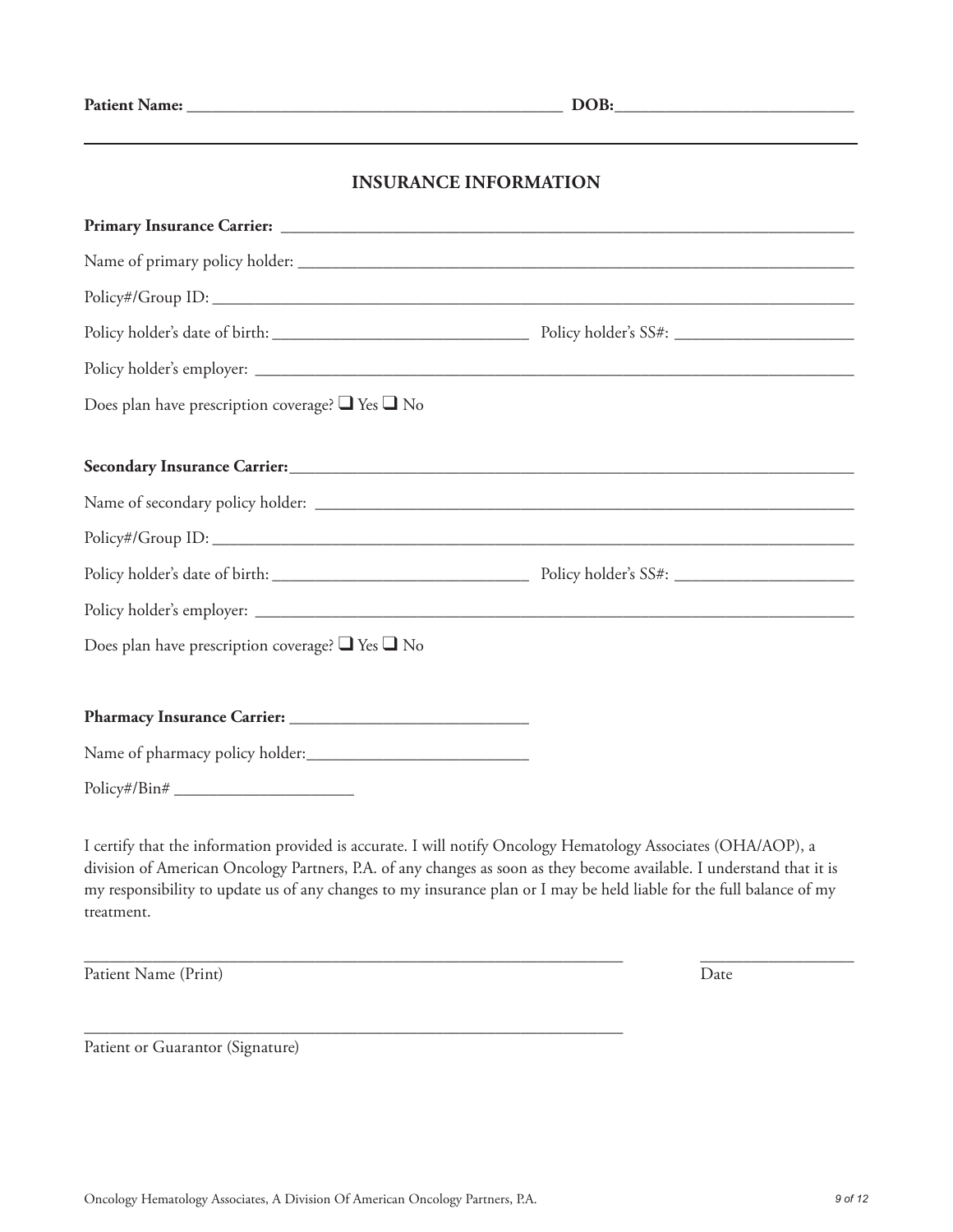**Patient Name:** ___________________________________________ **DOB:**___________________________

## INSURANCE INFORMATION

**Primary Insurance Carrier:** _______________________________________________________________________

Name of primary policy holder: _______________________________________________________________

Policy#/Group ID: ____________________________________________________________________________

Policy holder's date of birth: ______________________________ Policy holder's SS#: _____________________

Policy holder's employer: _____________________________________________________________________

Does plan have prescription coverage? ❑ Yes ❑ No

**Secondary Insurance Carrier:**_____________________________________________________________________

Name of secondary policy holder: ___________________________________________________________

Policy#/Group ID: ____________________________________________________________________________

Policy holder's date of birth: ______________________________ Policy holder's SS#: _____________________

Policy holder's employer: _____________________________________________________________________

Does plan have prescription coverage? ❑ Yes ❑ No

**Pharmacy Insurance Carrier:** ___________________________

Name of pharmacy policy holder:__________________________

Policy#/Bin# ____________________

I certify that the information provided is accurate. I will notify Oncology Hematology Associates (OHA/AOP), a division of American Oncology Partners, P.A. of any changes as soon as they become available. I understand that it is my responsibility to update us of any changes to my insurance plan or I may be held liable for the full balance of my treatment.

_______________________________________________________________ __________________

Patient Name (Print) Date

_______________________________________________________________

Patient or Guarantor (Signature)

Oncology Hematology Associates, A Division Of American Oncology Partners, P.A.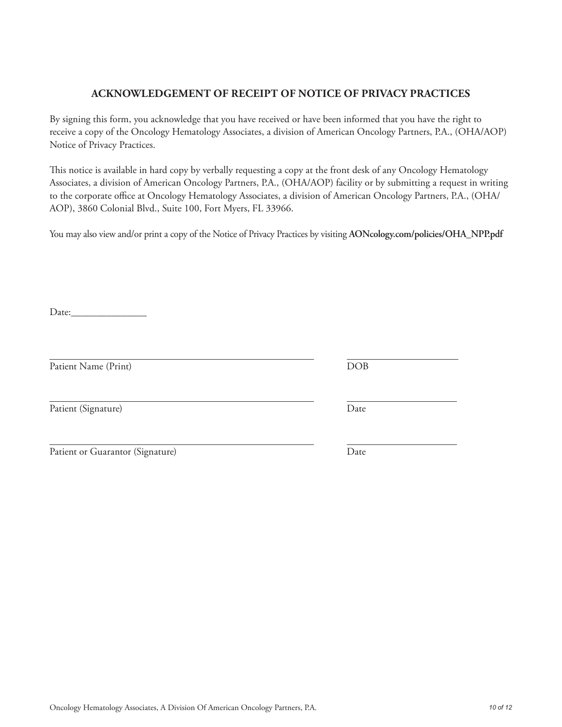## ACKNOWLEDGEMENT OF RECEIPT OF NOTICE OF PRIVACY PRACTICES

By signing this form, you acknowledge that you have received or have been informed that you have the right to receive a copy of the Oncology Hematology Associates, a division of American Oncology Partners, P.A., (OHA/AOP) Notice of Privacy Practices.

This notice is available in hard copy by verbally requesting a copy at the front desk of any Oncology Hematology Associates, a division of American Oncology Partners, P.A., (OHA/AOP) facility or by submitting a request in writing to the corporate office at Oncology Hematology Associates, a division of American Oncology Partners, P.A., (OHA/AOP), 3860 Colonial Blvd., Suite 100, Fort Myers, FL 33966.

You may also view and/or print a copy of the Notice of Privacy Practices by visiting **AONcology.com/policies/OHA_NPP.pdf**

Date:_______________

_______________________________________ _______________________
Patient Name (Print) DOB

_______________________________________ _______________________
Patient (Signature) Date

_______________________________________ _______________________
Patient or Guarantor (Signature) Date

Oncology Hematology Associates, A Division Of American Oncology Partners, P.A.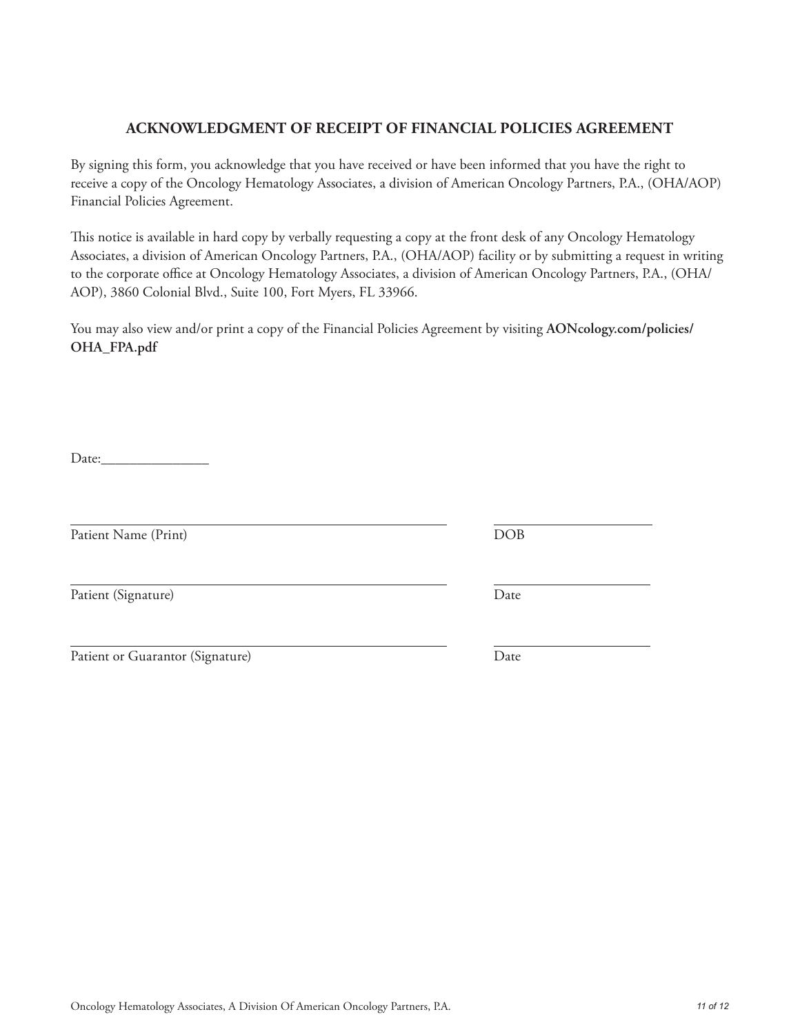# ACKNOWLEDGMENT OF RECEIPT OF FINANCIAL POLICIES AGREEMENT

By signing this form, you acknowledge that you have received or have been informed that you have the right to receive a copy of the Oncology Hematology Associates, a division of American Oncology Partners, P.A., (OHA/AOP) Financial Policies Agreement.

This notice is available in hard copy by verbally requesting a copy at the front desk of any Oncology Hematology Associates, a division of American Oncology Partners, P.A., (OHA/AOP) facility or by submitting a request in writing to the corporate office at Oncology Hematology Associates, a division of American Oncology Partners, P.A., (OHA/AOP), 3860 Colonial Blvd., Suite 100, Fort Myers, FL 33966.

You may also view and/or print a copy of the Financial Policies Agreement by visiting **AONcology.com/policies/OHA_FPA.pdf**

Date:_______________

______________________________________________ ____________________

Patient Name (Print) DOB

______________________________________________ ____________________

Patient (Signature) Date

______________________________________________ ____________________

Patient or Guarantor (Signature) Date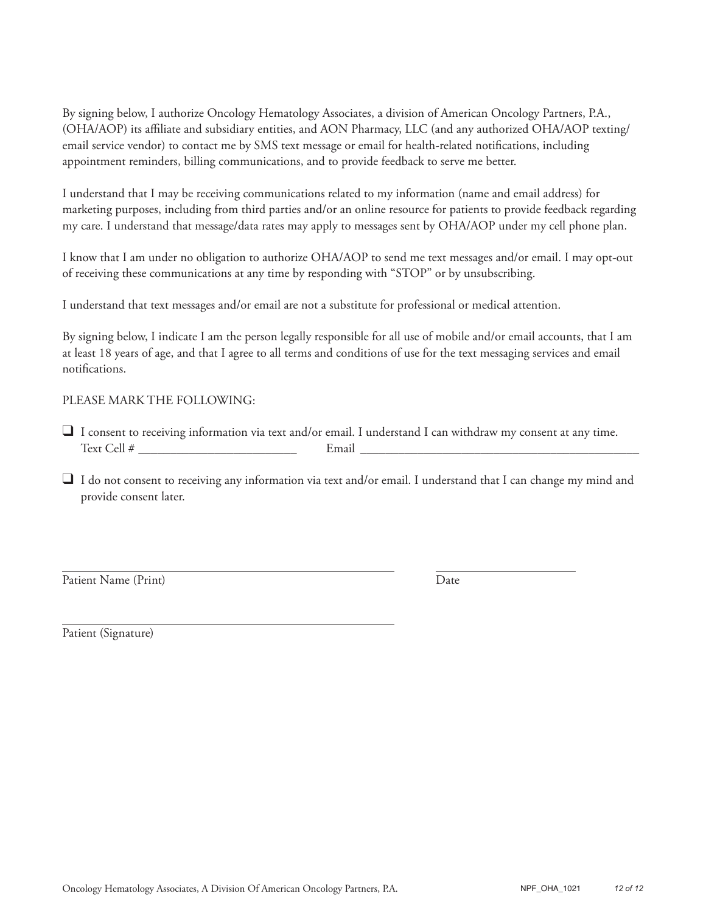By signing below, I authorize Oncology Hematology Associates, a division of American Oncology Partners, P.A., (OHA/AOP) its affiliate and subsidiary entities, and AON Pharmacy, LLC (and any authorized OHA/AOP texting/email service vendor) to contact me by SMS text message or email for health-related notifications, including appointment reminders, billing communications, and to provide feedback to serve me better.

I understand that I may be receiving communications related to my information (name and email address) for marketing purposes, including from third parties and/or an online resource for patients to provide feedback regarding my care. I understand that message/data rates may apply to messages sent by OHA/AOP under my cell phone plan.

I know that I am under no obligation to authorize OHA/AOP to send me text messages and/or email. I may opt-out of receiving these communications at any time by responding with "STOP" or by unsubscribing.

I understand that text messages and/or email are not a substitute for professional or medical attention.

By signing below, I indicate I am the person legally responsible for all use of mobile and/or email accounts, that I am at least 18 years of age, and that I agree to all terms and conditions of use for the text messaging services and email notifications.

PLEASE MARK THE FOLLOWING:

- ☐ I consent to receiving information via text and/or email. I understand I can withdraw my consent at any time.
  Text Cell # ______________________ Email ________________________________________

- ☐ I do not consent to receiving any information via text and/or email. I understand that I can change my mind and provide consent later.

________________________________________ ____________________

Patient Name (Print) Date

________________________________________

Patient (Signature)